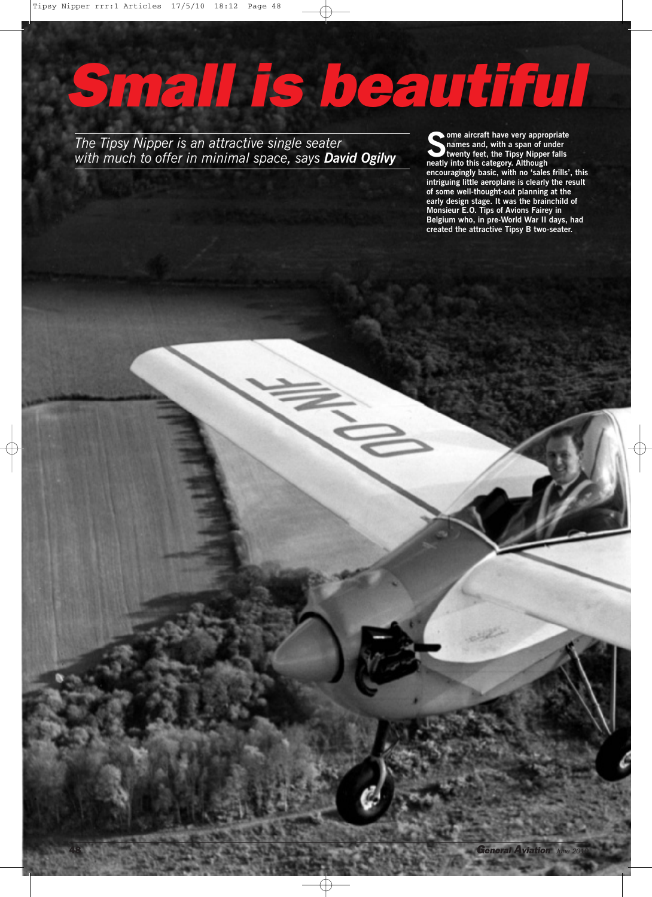# Small is beautiful

*The Tipsy Nipper is an attractive single seater with much to offer in minimal space, says* ***David Ogilvy***

**Some aircraft have very appropriate names and, with a span of under twenty feet, the Tipsy Nipper falls neatly into this category. Although encouragingly basic, with no 'sales frills', this intriguing little aeroplane is clearly the result of some well-thought-out planning at the early design stage. It was the brainchild of Monsieur E.O. Tips of Avions Fairey in Belgium who, in pre-World War II days, had created the attractive Tipsy B two-seater.**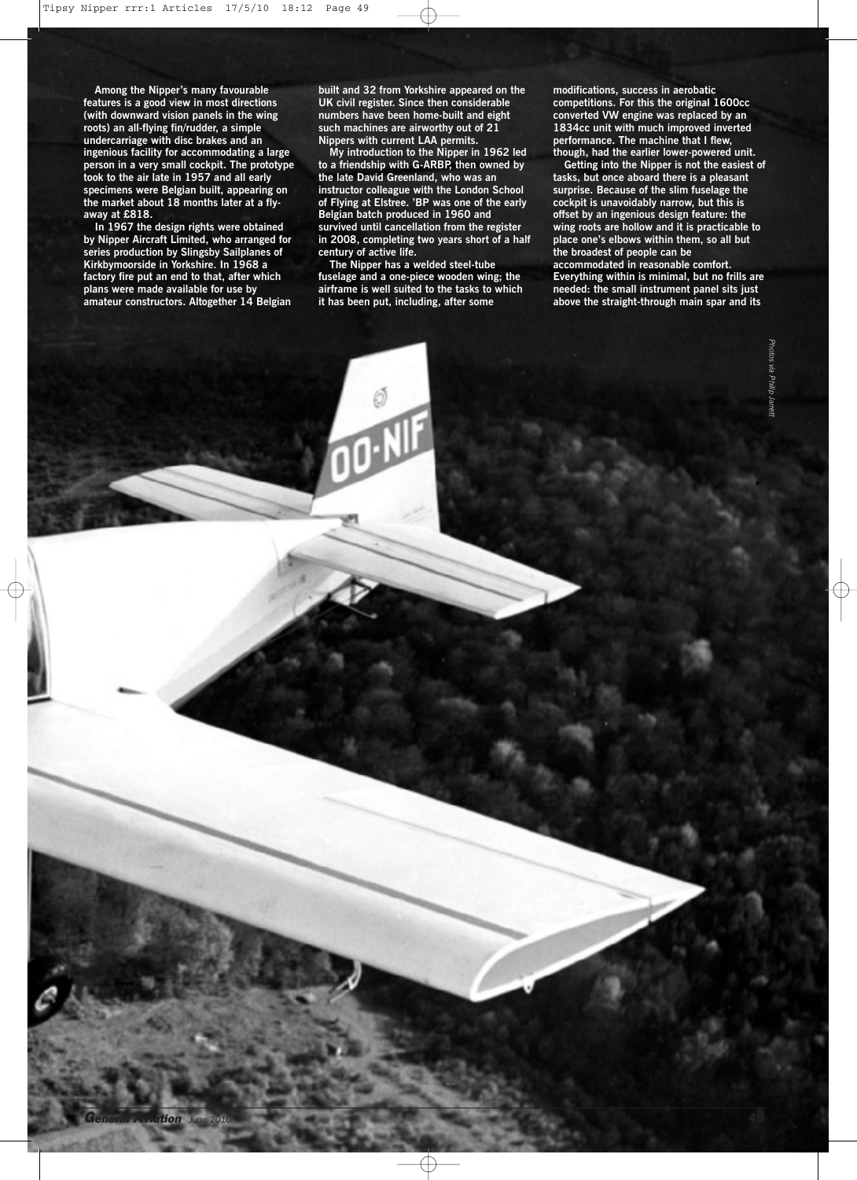Among the Nipper's many favourable features is a good view in most directions (with downward vision panels in the wing roots) an all-flying fin/rudder, a simple undercarriage with disc brakes and an ingenious facility for accommodating a large person in a very small cockpit. The prototype took to the air late in 1957 and all early specimens were Belgian built, appearing on the market about 18 months later at a fly-away at £818.

In 1967 the design rights were obtained by Nipper Aircraft Limited, who arranged for series production by Slingsby Sailplanes of Kirkbymoorside in Yorkshire. In 1968 a factory fire put an end to that, after which plans were made available for use by amateur constructors. Altogether 14 Belgian built and 32 from Yorkshire appeared on the UK civil register. Since then considerable numbers have been home-built and eight such machines are airworthy out of 21 Nippers with current LAA permits.

My introduction to the Nipper in 1962 led to a friendship with G-ARBP, then owned by the late David Greenland, who was an instructor colleague with the London School of Flying at Elstree. 'BP was one of the early Belgian batch produced in 1960 and survived until cancellation from the register in 2008, completing two years short of a half century of active life.

The Nipper has a welded steel-tube fuselage and a one-piece wooden wing; the airframe is well suited to the tasks to which it has been put, including, after some modifications, success in aerobatic competitions. For this the original 1600cc converted VW engine was replaced by an 1834cc unit with much improved inverted performance. The machine that I flew, though, had the earlier lower-powered unit.

Getting into the Nipper is not the easiest of tasks, but once aboard there is a pleasant surprise. Because of the slim fuselage the cockpit is unavoidably narrow, but this is offset by an ingenious design feature: the wing roots are hollow and it is practicable to place one's elbows within them, so all but the broadest of people can be accommodated in reasonable comfort. Everything within is minimal, but no frills are needed: the small instrument panel sits just above the straight-through main spar and its

*Photos via Philip Jarrett*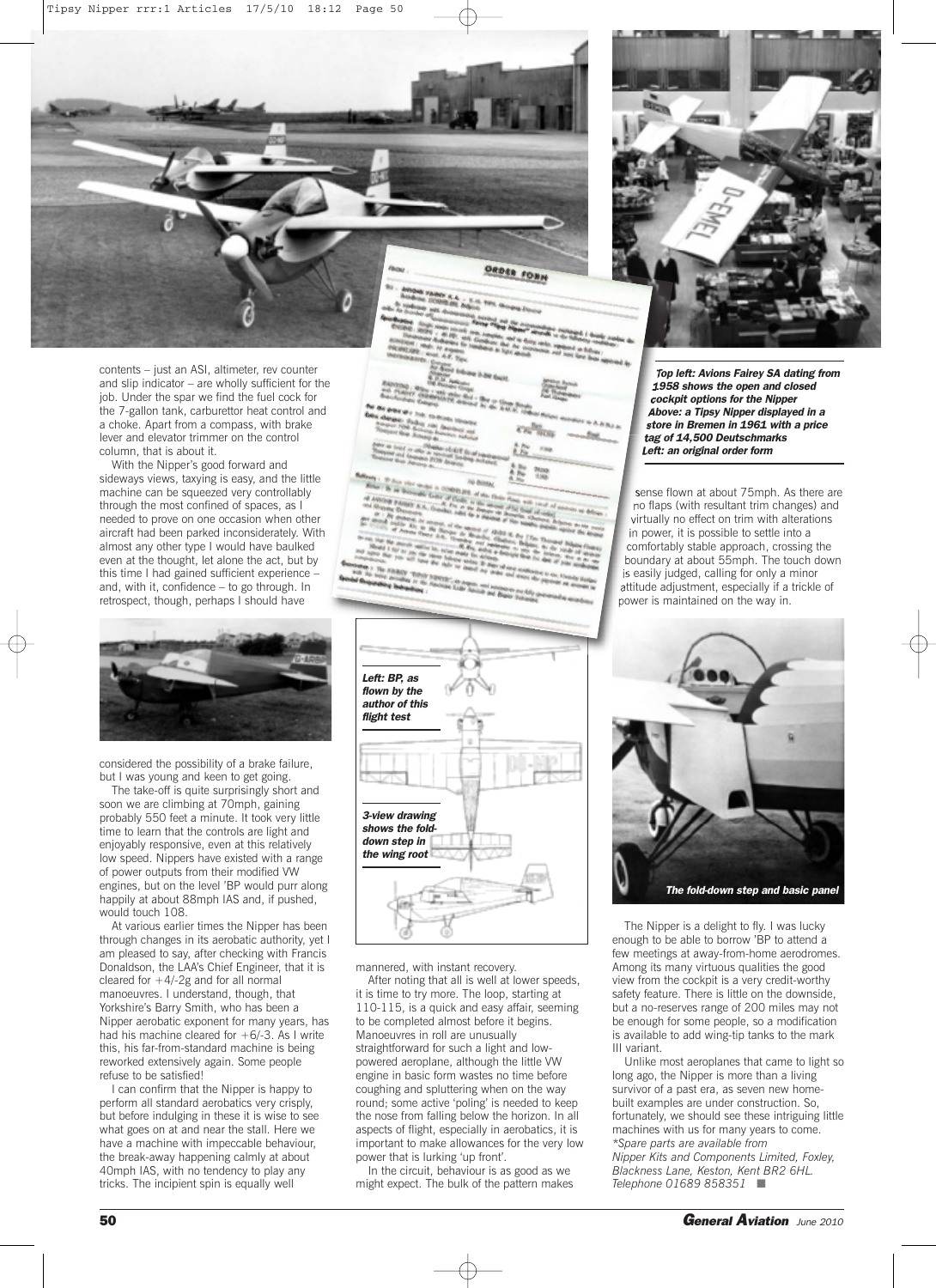contents – just an ASI, altimeter, rev counter and slip indicator – are wholly sufficient for the job. Under the spar we find the fuel cock for the 7-gallon tank, carburettor heat control and a choke. Apart from a compass, with brake lever and elevator trimmer on the control column, that is about it.

With the Nipper's good forward and sideways views, taxying is easy, and the little machine can be squeezed very controllably through the most confined of spaces, as I needed to prove on one occasion when other aircraft had been parked inconsiderately. With almost any other type I would have baulked even at the thought, let alone the act, but by this time I had gained sufficient experience – and, with it, confidence – to go through. In retrospect, though, perhaps I should have considered the possibility of a brake failure, but I was young and keen to get going.

The take-off is quite surprisingly short and soon we are climbing at 70mph, gaining probably 550 feet a minute. It took very little time to learn that the controls are light and enjoyably responsive, even at this relatively low speed. Nippers have existed with a range of power outputs from their modified VW engines, but on the level 'BP would purr along happily at about 88mph IAS and, if pushed, would touch 108.

At various earlier times the Nipper has been through changes in its aerobatic authority, yet I am pleased to say, after checking with Francis Donaldson, the LAA's Chief Engineer, that it is cleared for +4/-2g and for all normal manoeuvres. I understand, though, that Yorkshire's Barry Smith, who has been a Nipper aerobatic exponent for many years, has had his machine cleared for +6/-3. As I write this, his far-from-standard machine is being reworked extensively again. Some people refuse to be satisfied!

I can confirm that the Nipper is happy to perform all standard aerobatics very crisply, but before indulging in these it is wise to see what goes on at and near the stall. Here we have a machine with impeccable behaviour, the break-away happening calmly at about 40mph IAS, with no tendency to play any tricks. The incipient spin is equally well mannered, with instant recovery.

After noting that all is well at lower speeds, it is time to try more. The loop, starting at 110-115, is a quick and easy affair, seeming to be completed almost before it begins. Manoeuvres in roll are unusually straightforward for such a light and low-powered aeroplane, although the little VW engine in basic form wastes no time before coughing and spluttering when on the way round; some active 'poling' is needed to keep the nose from falling below the horizon. In all aspects of flight, especially in aerobatics, it is important to make allowances for the very low power that is lurking 'up front'.

In the circuit, behaviour is as good as we might expect. The bulk of the pattern makes sense flown at about 75mph. As there are no flaps (with resultant trim changes) and virtually no effect on trim with alterations in power, it is possible to settle into a comfortably stable approach, crossing the boundary at about 55mph. The touch down is easily judged, calling for only a minor attitude adjustment, especially if a trickle of power is maintained on the way in.

*Top left: Avions Fairey SA dating from 1958 shows the open and closed cockpit options for the Nipper*
*Above: a Tipsy Nipper displayed in a store in Bremen in 1961 with a price tag of 14,500 Deutschmarks*
*Left: an original order form*

*Left: BP, as flown by the author of this flight test*

*3-view drawing shows the fold-down step in the wing root*

*The fold-down step and basic panel*

The Nipper is a delight to fly. I was lucky enough to be able to borrow 'BP to attend a few meetings at away-from-home aerodromes. Among its many virtuous qualities the good view from the cockpit is a very credit-worthy safety feature. There is little on the downside, but a no-reserves range of 200 miles may not be enough for some people, so a modification is available to add wing-tip tanks to the mark III variant.

Unlike most aeroplanes that came to light so long ago, the Nipper is more than a living survivor of a past era, as seven new home-built examples are under construction. So, fortunately, we should see these intriguing little machines with us for many years to come.

*\*Spare parts are available from Nipper Kits and Components Limited, Foxley, Blackness Lane, Keston, Kent BR2 6HL. Telephone 01689 858351*